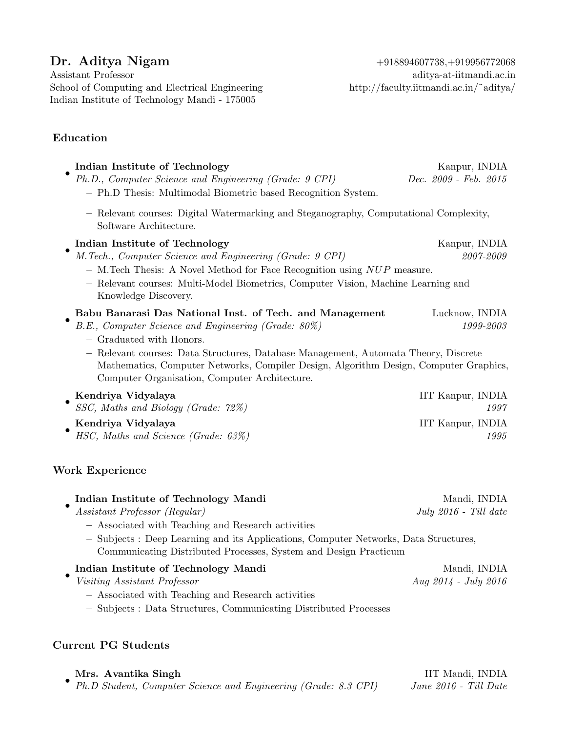# Dr. Aditya Nigam

+918894607738,+919956772068
Assistant Professor
aditya-at-iitmandi.ac.in
School of Computing and Electrical Engineering
http://faculty.iitmandi.ac.in/~aditya/
Indian Institute of Technology Mandi - 175005

## Education

- **Indian Institute of Technology** — Kanpur, INDIA
  *Ph.D., Computer Science and Engineering (Grade: 9 CPI)* — *Dec. 2009 - Feb. 2015*
  - Ph.D Thesis: Multimodal Biometric based Recognition System.
  - Relevant courses: Digital Watermarking and Steganography, Computational Complexity, Software Architecture.
- **Indian Institute of Technology** — Kanpur, INDIA
  *M.Tech., Computer Science and Engineering (Grade: 9 CPI)* — *2007-2009*
  - M.Tech Thesis: A Novel Method for Face Recognition using $NUP$ measure.
  - Relevant courses: Multi-Model Biometrics, Computer Vision, Machine Learning and Knowledge Discovery.
- **Babu Banarasi Das National Inst. of Tech. and Management** — Lucknow, INDIA
  *B.E., Computer Science and Engineering (Grade: 80%)* — *1999-2003*
  - Graduated with Honors.
  - Relevant courses: Data Structures, Database Management, Automata Theory, Discrete Mathematics, Computer Networks, Compiler Design, Algorithm Design, Computer Graphics, Computer Organisation, Computer Architecture.
- **Kendriya Vidyalaya** — IIT Kanpur, INDIA
  *SSC, Maths and Biology (Grade: 72%)* — *1997*
- **Kendriya Vidyalaya** — IIT Kanpur, INDIA
  *HSC, Maths and Science (Grade: 63%)* — *1995*

## Work Experience

- **Indian Institute of Technology Mandi** — Mandi, INDIA
  *Assistant Professor (Regular)* — *July 2016 - Till date*
  - Associated with Teaching and Research activities
  - Subjects : Deep Learning and its Applications, Computer Networks, Data Structures, Communicating Distributed Processes, System and Design Practicum
- **Indian Institute of Technology Mandi** — Mandi, INDIA
  *Visiting Assistant Professor* — *Aug 2014 - July 2016*
  - Associated with Teaching and Research activities
  - Subjects : Data Structures, Communicating Distributed Processes

## Current PG Students

- **Mrs. Avantika Singh** — IIT Mandi, INDIA
  *Ph.D Student, Computer Science and Engineering (Grade: 8.3 CPI)* — *June 2016 - Till Date*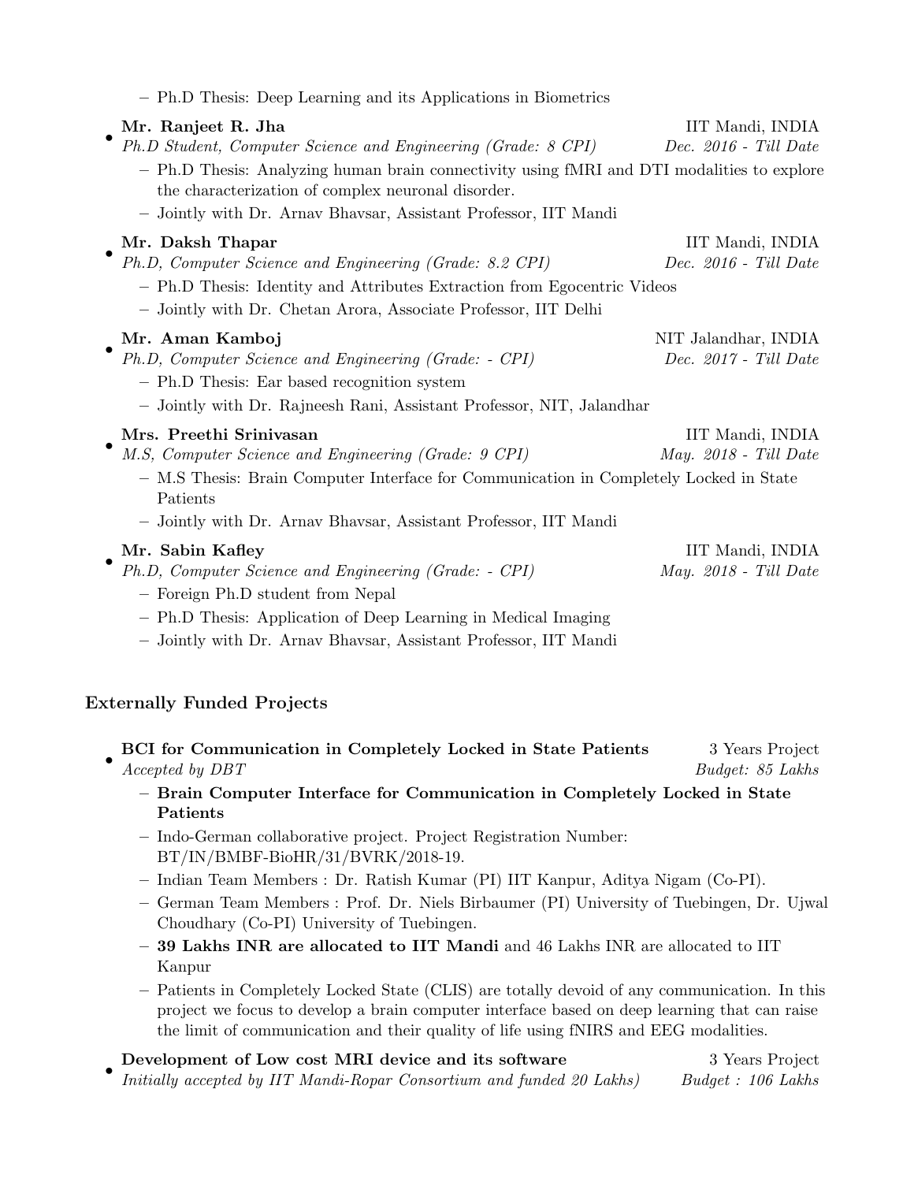- Ph.D Thesis: Deep Learning and its Applications in Biometrics

- **Mr. Ranjeet R. Jha** — IIT Mandi, INDIA
  *Ph.D Student, Computer Science and Engineering (Grade: 8 CPI)* — *Dec. 2016 - Till Date*
  - Ph.D Thesis: Analyzing human brain connectivity using fMRI and DTI modalities to explore the characterization of complex neuronal disorder.
  - Jointly with Dr. Arnav Bhavsar, Assistant Professor, IIT Mandi

- **Mr. Daksh Thapar** — IIT Mandi, INDIA
  *Ph.D, Computer Science and Engineering (Grade: 8.2 CPI)* — *Dec. 2016 - Till Date*
  - Ph.D Thesis: Identity and Attributes Extraction from Egocentric Videos
  - Jointly with Dr. Chetan Arora, Associate Professor, IIT Delhi

- **Mr. Aman Kamboj** — NIT Jalandhar, INDIA
  *Ph.D, Computer Science and Engineering (Grade: - CPI)* — *Dec. 2017 - Till Date*
  - Ph.D Thesis: Ear based recognition system
  - Jointly with Dr. Rajneesh Rani, Assistant Professor, NIT, Jalandhar

- **Mrs. Preethi Srinivasan** — IIT Mandi, INDIA
  *M.S, Computer Science and Engineering (Grade: 9 CPI)* — *May. 2018 - Till Date*
  - M.S Thesis: Brain Computer Interface for Communication in Completely Locked in State Patients
  - Jointly with Dr. Arnav Bhavsar, Assistant Professor, IIT Mandi

- **Mr. Sabin Kafley** — IIT Mandi, INDIA
  *Ph.D, Computer Science and Engineering (Grade: - CPI)* — *May. 2018 - Till Date*
  - Foreign Ph.D student from Nepal
  - Ph.D Thesis: Application of Deep Learning in Medical Imaging
  - Jointly with Dr. Arnav Bhavsar, Assistant Professor, IIT Mandi

### Externally Funded Projects

- **BCI for Communication in Completely Locked in State Patients** — 3 Years Project
  *Accepted by DBT* — *Budget: 85 Lakhs*
  - **Brain Computer Interface for Communication in Completely Locked in State Patients**
  - Indo-German collaborative project. Project Registration Number: BT/IN/BMBF-BioHR/31/BVRK/2018-19.
  - Indian Team Members : Dr. Ratish Kumar (PI) IIT Kanpur, Aditya Nigam (Co-PI).
  - German Team Members : Prof. Dr. Niels Birbaumer (PI) University of Tuebingen, Dr. Ujwal Choudhary (Co-PI) University of Tuebingen.
  - **39 Lakhs INR are allocated to IIT Mandi** and 46 Lakhs INR are allocated to IIT Kanpur
  - Patients in Completely Locked State (CLIS) are totally devoid of any communication. In this project we focus to develop a brain computer interface based on deep learning that can raise the limit of communication and their quality of life using fNIRS and EEG modalities.

- **Development of Low cost MRI device and its software** — 3 Years Project
  *Initially accepted by IIT Mandi-Ropar Consortium and funded 20 Lakhs)* — *Budget : 106 Lakhs*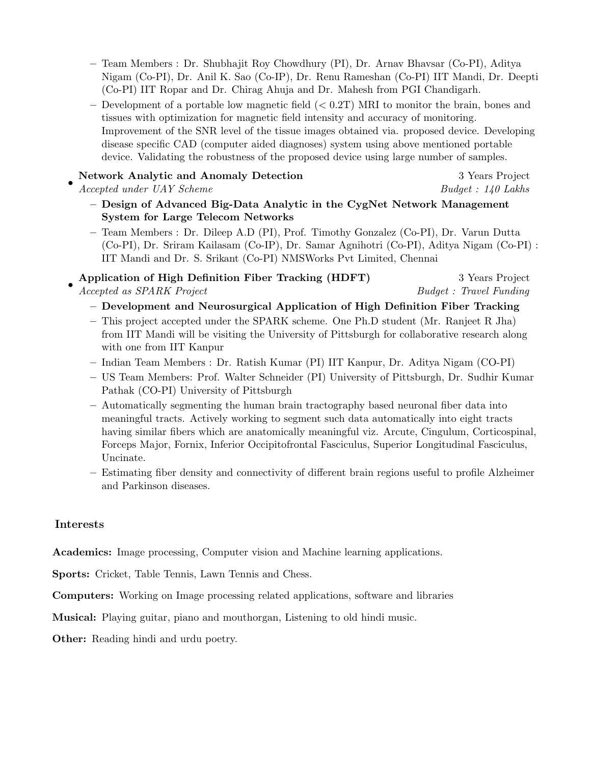- Team Members : Dr. Shubhajit Roy Chowdhury (PI), Dr. Arnav Bhavsar (Co-PI), Aditya Nigam (Co-PI), Dr. Anil K. Sao (Co-IP), Dr. Renu Rameshan (Co-PI) IIT Mandi, Dr. Deepti (Co-PI) IIT Ropar and Dr. Chirag Ahuja and Dr. Mahesh from PGI Chandigarh.
  - Development of a portable low magnetic field ($< 0.2$T) MRI to monitor the brain, bones and tissues with optimization for magnetic field intensity and accuracy of monitoring. Improvement of the SNR level of the tissue images obtained via. proposed device. Developing disease specific CAD (computer aided diagnoses) system using above mentioned portable device. Validating the robustness of the proposed device using large number of samples.

- **Network Analytic and Anomaly Detection** — 3 Years Project
  *Accepted under UAY Scheme* — *Budget : 140 Lakhs*
  - **Design of Advanced Big-Data Analytic in the CygNet Network Management System for Large Telecom Networks**
  - Team Members : Dr. Dileep A.D (PI), Prof. Timothy Gonzalez (Co-PI), Dr. Varun Dutta (Co-PI), Dr. Sriram Kailasam (Co-IP), Dr. Samar Agnihotri (Co-PI), Aditya Nigam (Co-PI) : IIT Mandi and Dr. S. Srikant (Co-PI) NMSWorks Pvt Limited, Chennai

- **Application of High Definition Fiber Tracking (HDFT)** — 3 Years Project
  *Accepted as SPARK Project* — *Budget : Travel Funding*
  - **Development and Neurosurgical Application of High Definition Fiber Tracking**
  - This project accepted under the SPARK scheme. One Ph.D student (Mr. Ranjeet R Jha) from IIT Mandi will be visiting the University of Pittsburgh for collaborative research along with one from IIT Kanpur
  - Indian Team Members : Dr. Ratish Kumar (PI) IIT Kanpur, Dr. Aditya Nigam (CO-PI)
  - US Team Members: Prof. Walter Schneider (PI) University of Pittsburgh, Dr. Sudhir Kumar Pathak (CO-PI) University of Pittsburgh
  - Automatically segmenting the human brain tractography based neuronal fiber data into meaningful tracts. Actively working to segment such data automatically into eight tracts having similar fibers which are anatomically meaningful viz. Arcute, Cingulum, Corticospinal, Forceps Major, Fornix, Inferior Occipitofrontal Fasciculus, Superior Longitudinal Fasciculus, Uncinate.
  - Estimating fiber density and connectivity of different brain regions useful to profile Alzheimer and Parkinson diseases.

## Interests

**Academics:** Image processing, Computer vision and Machine learning applications.

**Sports:** Cricket, Table Tennis, Lawn Tennis and Chess.

**Computers:** Working on Image processing related applications, software and libraries

**Musical:** Playing guitar, piano and mouthorgan, Listening to old hindi music.

**Other:** Reading hindi and urdu poetry.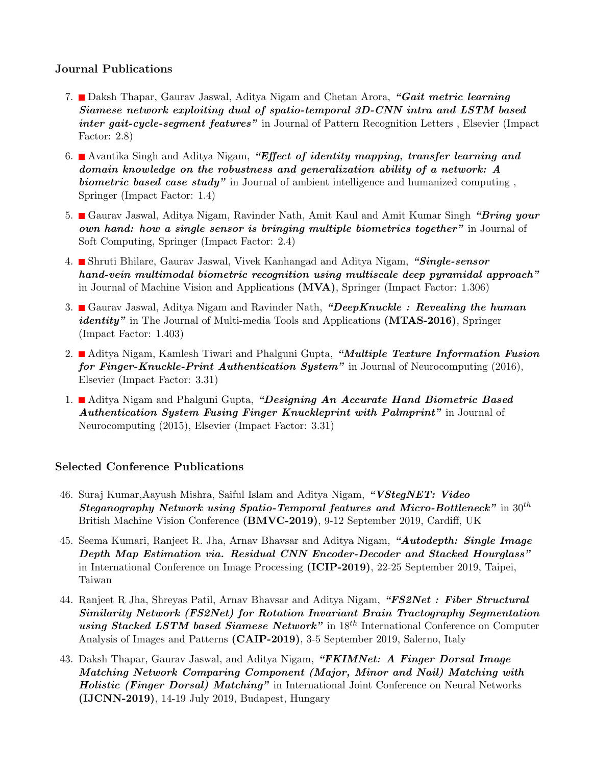### Journal Publications

7. ■ Daksh Thapar, Gaurav Jaswal, Aditya Nigam and Chetan Arora, ***"Gait metric learning Siamese network exploiting dual of spatio-temporal 3D-CNN intra and LSTM based inter gait-cycle-segment features"*** in Journal of Pattern Recognition Letters , Elsevier (Impact Factor: 2.8)

6. ■ Avantika Singh and Aditya Nigam, ***"Effect of identity mapping, transfer learning and domain knowledge on the robustness and generalization ability of a network: A biometric based case study"*** in Journal of ambient intelligence and humanized computing , Springer (Impact Factor: 1.4)

5. ■ Gaurav Jaswal, Aditya Nigam, Ravinder Nath, Amit Kaul and Amit Kumar Singh ***"Bring your own hand: how a single sensor is bringing multiple biometrics together"*** in Journal of Soft Computing, Springer (Impact Factor: 2.4)

4. ■ Shruti Bhilare, Gaurav Jaswal, Vivek Kanhangad and Aditya Nigam, ***"Single-sensor hand-vein multimodal biometric recognition using multiscale deep pyramidal approach"*** in Journal of Machine Vision and Applications **(MVA)**, Springer (Impact Factor: 1.306)

3. ■ Gaurav Jaswal, Aditya Nigam and Ravinder Nath, ***"DeepKnuckle : Revealing the human identity"*** in The Journal of Multi-media Tools and Applications **(MTAS-2016)**, Springer (Impact Factor: 1.403)

2. ■ Aditya Nigam, Kamlesh Tiwari and Phalguni Gupta, ***"Multiple Texture Information Fusion for Finger-Knuckle-Print Authentication System"*** in Journal of Neurocomputing (2016), Elsevier (Impact Factor: 3.31)

1. ■ Aditya Nigam and Phalguni Gupta, ***"Designing An Accurate Hand Biometric Based Authentication System Fusing Finger Knuckleprint with Palmprint"*** in Journal of Neurocomputing (2015), Elsevier (Impact Factor: 3.31)

### Selected Conference Publications

46. Suraj Kumar,Aayush Mishra, Saiful Islam and Aditya Nigam, ***"VStegNET: Video Steganography Network using Spatio-Temporal features and Micro-Bottleneck"*** in $30^{th}$ British Machine Vision Conference **(BMVC-2019)**, 9-12 September 2019, Cardiff, UK

45. Seema Kumari, Ranjeet R. Jha, Arnav Bhavsar and Aditya Nigam, ***"Autodepth: Single Image Depth Map Estimation via. Residual CNN Encoder-Decoder and Stacked Hourglass"*** in International Conference on Image Processing **(ICIP-2019)**, 22-25 September 2019, Taipei, Taiwan

44. Ranjeet R Jha, Shreyas Patil, Arnav Bhavsar and Aditya Nigam, ***"FS2Net : Fiber Structural Similarity Network (FS2Net) for Rotation Invariant Brain Tractography Segmentation using Stacked LSTM based Siamese Network"*** in $18^{th}$ International Conference on Computer Analysis of Images and Patterns **(CAIP-2019)**, 3-5 September 2019, Salerno, Italy

43. Daksh Thapar, Gaurav Jaswal, and Aditya Nigam, ***"FKIMNet: A Finger Dorsal Image Matching Network Comparing Component (Major, Minor and Nail) Matching with Holistic (Finger Dorsal) Matching"*** in International Joint Conference on Neural Networks **(IJCNN-2019)**, 14-19 July 2019, Budapest, Hungary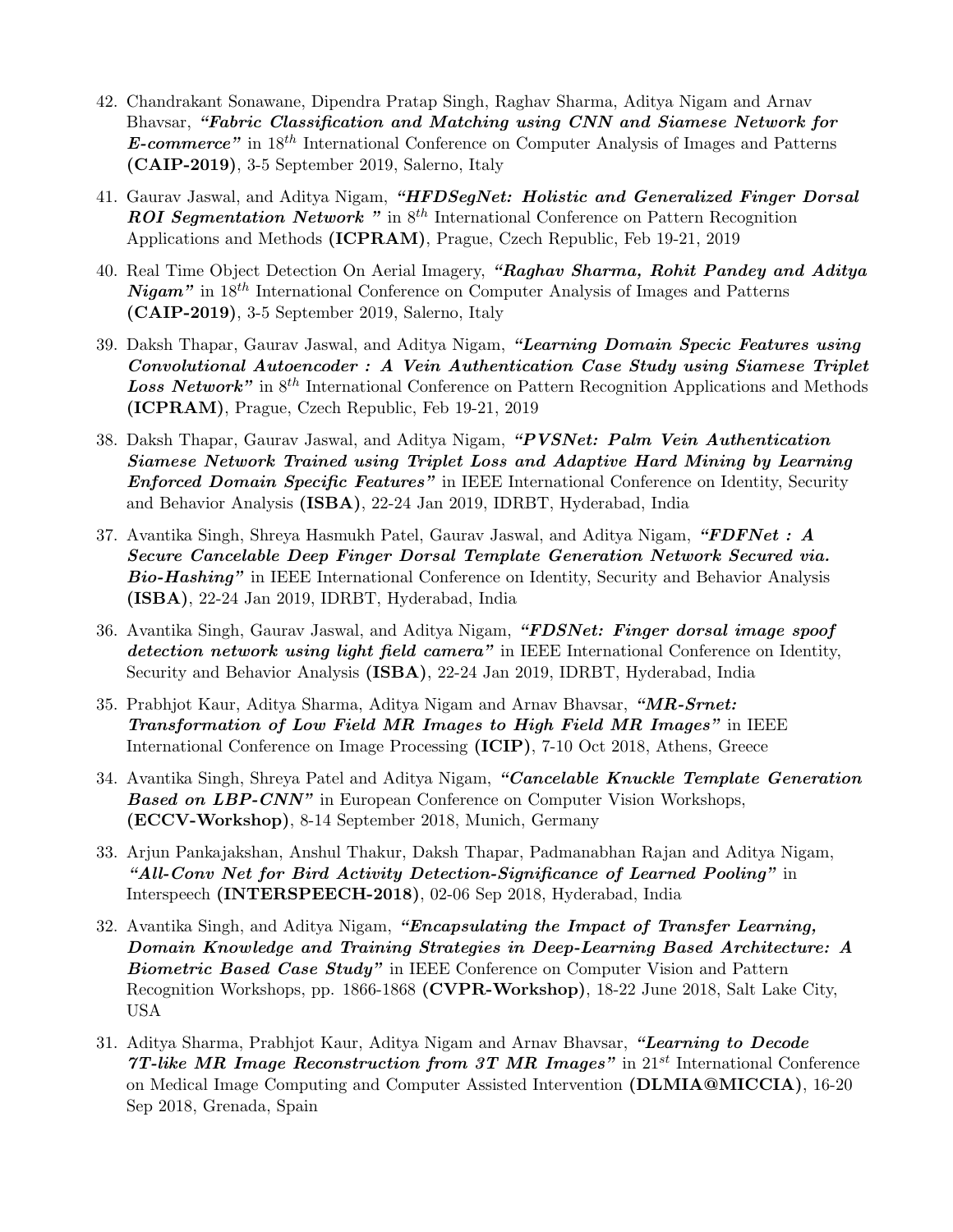42. Chandrakant Sonawane, Dipendra Pratap Singh, Raghav Sharma, Aditya Nigam and Arnav Bhavsar, ***"Fabric Classification and Matching using CNN and Siamese Network for E-commerce"*** in $18^{th}$ International Conference on Computer Analysis of Images and Patterns **(CAIP-2019)**, 3-5 September 2019, Salerno, Italy

41. Gaurav Jaswal, and Aditya Nigam, ***"HFDSegNet: Holistic and Generalized Finger Dorsal ROI Segmentation Network "*** in $8^{th}$ International Conference on Pattern Recognition Applications and Methods **(ICPRAM)**, Prague, Czech Republic, Feb 19-21, 2019

40. Real Time Object Detection On Aerial Imagery, ***"Raghav Sharma, Rohit Pandey and Aditya Nigam"*** in $18^{th}$ International Conference on Computer Analysis of Images and Patterns **(CAIP-2019)**, 3-5 September 2019, Salerno, Italy

39. Daksh Thapar, Gaurav Jaswal, and Aditya Nigam, ***"Learning Domain Specic Features using Convolutional Autoencoder : A Vein Authentication Case Study using Siamese Triplet Loss Network"*** in $8^{th}$ International Conference on Pattern Recognition Applications and Methods **(ICPRAM)**, Prague, Czech Republic, Feb 19-21, 2019

38. Daksh Thapar, Gaurav Jaswal, and Aditya Nigam, ***"PVSNet: Palm Vein Authentication Siamese Network Trained using Triplet Loss and Adaptive Hard Mining by Learning Enforced Domain Specific Features"*** in IEEE International Conference on Identity, Security and Behavior Analysis **(ISBA)**, 22-24 Jan 2019, IDRBT, Hyderabad, India

37. Avantika Singh, Shreya Hasmukh Patel, Gaurav Jaswal, and Aditya Nigam, ***"FDFNet : A Secure Cancelable Deep Finger Dorsal Template Generation Network Secured via. Bio-Hashing"*** in IEEE International Conference on Identity, Security and Behavior Analysis **(ISBA)**, 22-24 Jan 2019, IDRBT, Hyderabad, India

36. Avantika Singh, Gaurav Jaswal, and Aditya Nigam, ***"FDSNet: Finger dorsal image spoof detection network using light field camera"*** in IEEE International Conference on Identity, Security and Behavior Analysis **(ISBA)**, 22-24 Jan 2019, IDRBT, Hyderabad, India

35. Prabhjot Kaur, Aditya Sharma, Aditya Nigam and Arnav Bhavsar, ***"MR-Srnet: Transformation of Low Field MR Images to High Field MR Images"*** in IEEE International Conference on Image Processing **(ICIP)**, 7-10 Oct 2018, Athens, Greece

34. Avantika Singh, Shreya Patel and Aditya Nigam, ***"Cancelable Knuckle Template Generation Based on LBP-CNN"*** in European Conference on Computer Vision Workshops, **(ECCV-Workshop)**, 8-14 September 2018, Munich, Germany

33. Arjun Pankajakshan, Anshul Thakur, Daksh Thapar, Padmanabhan Rajan and Aditya Nigam, ***"All-Conv Net for Bird Activity Detection-Significance of Learned Pooling"*** in Interspeech **(INTERSPEECH-2018)**, 02-06 Sep 2018, Hyderabad, India

32. Avantika Singh, and Aditya Nigam, ***"Encapsulating the Impact of Transfer Learning, Domain Knowledge and Training Strategies in Deep-Learning Based Architecture: A Biometric Based Case Study"*** in IEEE Conference on Computer Vision and Pattern Recognition Workshops, pp. 1866-1868 **(CVPR-Workshop)**, 18-22 June 2018, Salt Lake City, USA

31. Aditya Sharma, Prabhjot Kaur, Aditya Nigam and Arnav Bhavsar, ***"Learning to Decode 7T-like MR Image Reconstruction from 3T MR Images"*** in $21^{st}$ International Conference on Medical Image Computing and Computer Assisted Intervention **(DLMIA@MICCIA)**, 16-20 Sep 2018, Grenada, Spain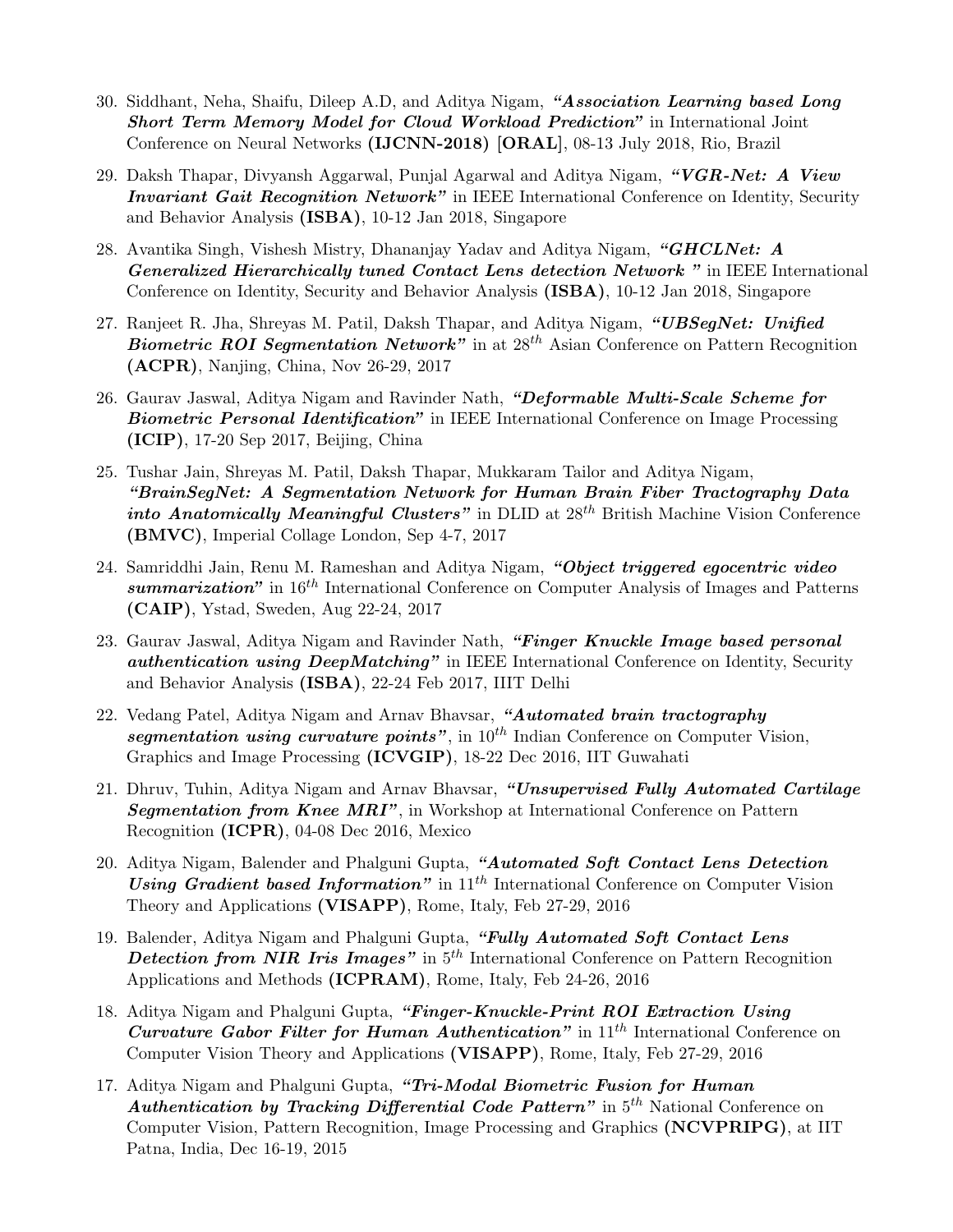30. Siddhant, Neha, Shaifu, Dileep A.D, and Aditya Nigam, ***"Association Learning based Long Short Term Memory Model for Cloud Workload Prediction"*** in International Joint Conference on Neural Networks **(IJCNN-2018) [ORAL]**, 08-13 July 2018, Rio, Brazil

29. Daksh Thapar, Divyansh Aggarwal, Punjal Agarwal and Aditya Nigam, ***"VGR-Net: A View Invariant Gait Recognition Network"*** in IEEE International Conference on Identity, Security and Behavior Analysis **(ISBA)**, 10-12 Jan 2018, Singapore

28. Avantika Singh, Vishesh Mistry, Dhananjay Yadav and Aditya Nigam, ***"GHCLNet: A Generalized Hierarchically tuned Contact Lens detection Network "*** in IEEE International Conference on Identity, Security and Behavior Analysis **(ISBA)**, 10-12 Jan 2018, Singapore

27. Ranjeet R. Jha, Shreyas M. Patil, Daksh Thapar, and Aditya Nigam, ***"UBSegNet: Unified Biometric ROI Segmentation Network"*** in at $28^{th}$ Asian Conference on Pattern Recognition **(ACPR)**, Nanjing, China, Nov 26-29, 2017

26. Gaurav Jaswal, Aditya Nigam and Ravinder Nath, ***"Deformable Multi-Scale Scheme for Biometric Personal Identification"*** in IEEE International Conference on Image Processing **(ICIP)**, 17-20 Sep 2017, Beijing, China

25. Tushar Jain, Shreyas M. Patil, Daksh Thapar, Mukkaram Tailor and Aditya Nigam, ***"BrainSegNet: A Segmentation Network for Human Brain Fiber Tractography Data into Anatomically Meaningful Clusters"*** in DLID at $28^{th}$ British Machine Vision Conference **(BMVC)**, Imperial Collage London, Sep 4-7, 2017

24. Samriddhi Jain, Renu M. Rameshan and Aditya Nigam, ***"Object triggered egocentric video summarization"*** in $16^{th}$ International Conference on Computer Analysis of Images and Patterns **(CAIP)**, Ystad, Sweden, Aug 22-24, 2017

23. Gaurav Jaswal, Aditya Nigam and Ravinder Nath, ***"Finger Knuckle Image based personal authentication using DeepMatching"*** in IEEE International Conference on Identity, Security and Behavior Analysis **(ISBA)**, 22-24 Feb 2017, IIIT Delhi

22. Vedang Patel, Aditya Nigam and Arnav Bhavsar, ***"Automated brain tractography segmentation using curvature points"***, in $10^{th}$ Indian Conference on Computer Vision, Graphics and Image Processing **(ICVGIP)**, 18-22 Dec 2016, IIT Guwahati

21. Dhruv, Tuhin, Aditya Nigam and Arnav Bhavsar, ***"Unsupervised Fully Automated Cartilage Segmentation from Knee MRI"***, in Workshop at International Conference on Pattern Recognition **(ICPR)**, 04-08 Dec 2016, Mexico

20. Aditya Nigam, Balender and Phalguni Gupta, ***"Automated Soft Contact Lens Detection Using Gradient based Information"*** in $11^{th}$ International Conference on Computer Vision Theory and Applications **(VISAPP)**, Rome, Italy, Feb 27-29, 2016

19. Balender, Aditya Nigam and Phalguni Gupta, ***"Fully Automated Soft Contact Lens Detection from NIR Iris Images"*** in $5^{th}$ International Conference on Pattern Recognition Applications and Methods **(ICPRAM)**, Rome, Italy, Feb 24-26, 2016

18. Aditya Nigam and Phalguni Gupta, ***"Finger-Knuckle-Print ROI Extraction Using Curvature Gabor Filter for Human Authentication"*** in $11^{th}$ International Conference on Computer Vision Theory and Applications **(VISAPP)**, Rome, Italy, Feb 27-29, 2016

17. Aditya Nigam and Phalguni Gupta, ***"Tri-Modal Biometric Fusion for Human Authentication by Tracking Differential Code Pattern"*** in $5^{th}$ National Conference on Computer Vision, Pattern Recognition, Image Processing and Graphics **(NCVPRIPG)**, at IIT Patna, India, Dec 16-19, 2015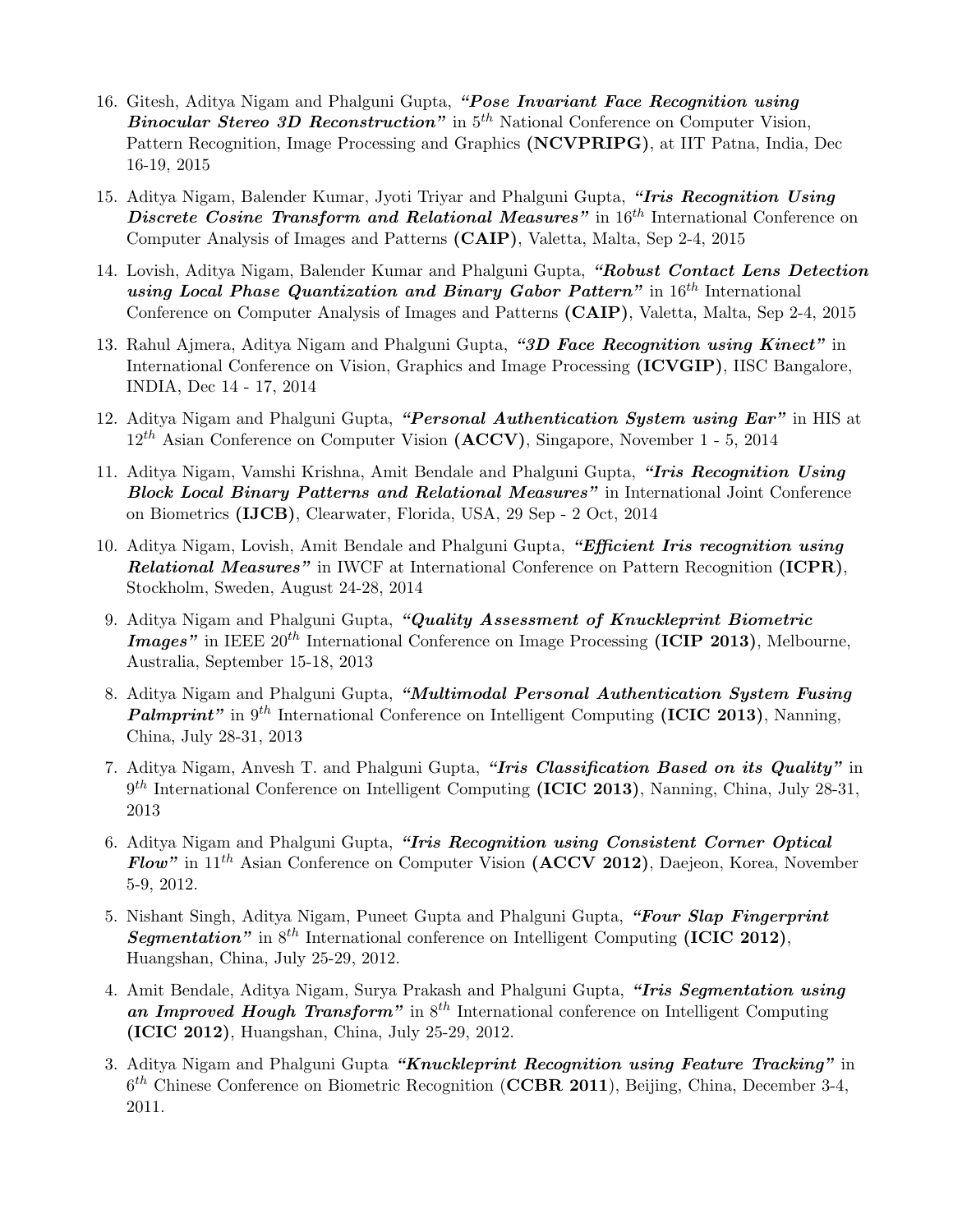16. Gitesh, Aditya Nigam and Phalguni Gupta, ***"Pose Invariant Face Recognition using Binocular Stereo 3D Reconstruction"*** in $5^{th}$ National Conference on Computer Vision, Pattern Recognition, Image Processing and Graphics **(NCVPRIPG)**, at IIT Patna, India, Dec 16-19, 2015

15. Aditya Nigam, Balender Kumar, Jyoti Triyar and Phalguni Gupta, ***"Iris Recognition Using Discrete Cosine Transform and Relational Measures"*** in $16^{th}$ International Conference on Computer Analysis of Images and Patterns **(CAIP)**, Valetta, Malta, Sep 2-4, 2015

14. Lovish, Aditya Nigam, Balender Kumar and Phalguni Gupta, ***"Robust Contact Lens Detection using Local Phase Quantization and Binary Gabor Pattern"*** in $16^{th}$ International Conference on Computer Analysis of Images and Patterns **(CAIP)**, Valetta, Malta, Sep 2-4, 2015

13. Rahul Ajmera, Aditya Nigam and Phalguni Gupta, ***"3D Face Recognition using Kinect"*** in International Conference on Vision, Graphics and Image Processing **(ICVGIP)**, IISC Bangalore, INDIA, Dec 14 - 17, 2014

12. Aditya Nigam and Phalguni Gupta, ***"Personal Authentication System using Ear"*** in HIS at $12^{th}$ Asian Conference on Computer Vision **(ACCV)**, Singapore, November 1 - 5, 2014

11. Aditya Nigam, Vamshi Krishna, Amit Bendale and Phalguni Gupta, ***"Iris Recognition Using Block Local Binary Patterns and Relational Measures"*** in International Joint Conference on Biometrics **(IJCB)**, Clearwater, Florida, USA, 29 Sep - 2 Oct, 2014

10. Aditya Nigam, Lovish, Amit Bendale and Phalguni Gupta, ***"Efficient Iris recognition using Relational Measures"*** in IWCF at International Conference on Pattern Recognition **(ICPR)**, Stockholm, Sweden, August 24-28, 2014

9. Aditya Nigam and Phalguni Gupta, ***"Quality Assessment of Knuckleprint Biometric Images"*** in IEEE $20^{th}$ International Conference on Image Processing **(ICIP 2013)**, Melbourne, Australia, September 15-18, 2013

8. Aditya Nigam and Phalguni Gupta, ***"Multimodal Personal Authentication System Fusing Palmprint"*** in $9^{th}$ International Conference on Intelligent Computing **(ICIC 2013)**, Nanning, China, July 28-31, 2013

7. Aditya Nigam, Anvesh T. and Phalguni Gupta, ***"Iris Classification Based on its Quality"*** in $9^{th}$ International Conference on Intelligent Computing **(ICIC 2013)**, Nanning, China, July 28-31, 2013

6. Aditya Nigam and Phalguni Gupta, ***"Iris Recognition using Consistent Corner Optical Flow"*** in $11^{th}$ Asian Conference on Computer Vision **(ACCV 2012)**, Daejeon, Korea, November 5-9, 2012.

5. Nishant Singh, Aditya Nigam, Puneet Gupta and Phalguni Gupta, ***"Four Slap Fingerprint Segmentation"*** in $8^{th}$ International conference on Intelligent Computing **(ICIC 2012)**, Huangshan, China, July 25-29, 2012.

4. Amit Bendale, Aditya Nigam, Surya Prakash and Phalguni Gupta, ***"Iris Segmentation using an Improved Hough Transform"*** in $8^{th}$ International conference on Intelligent Computing **(ICIC 2012)**, Huangshan, China, July 25-29, 2012.

3. Aditya Nigam and Phalguni Gupta ***"Knuckleprint Recognition using Feature Tracking"*** in $6^{th}$ Chinese Conference on Biometric Recognition (**CCBR 2011**), Beijing, China, December 3-4, 2011.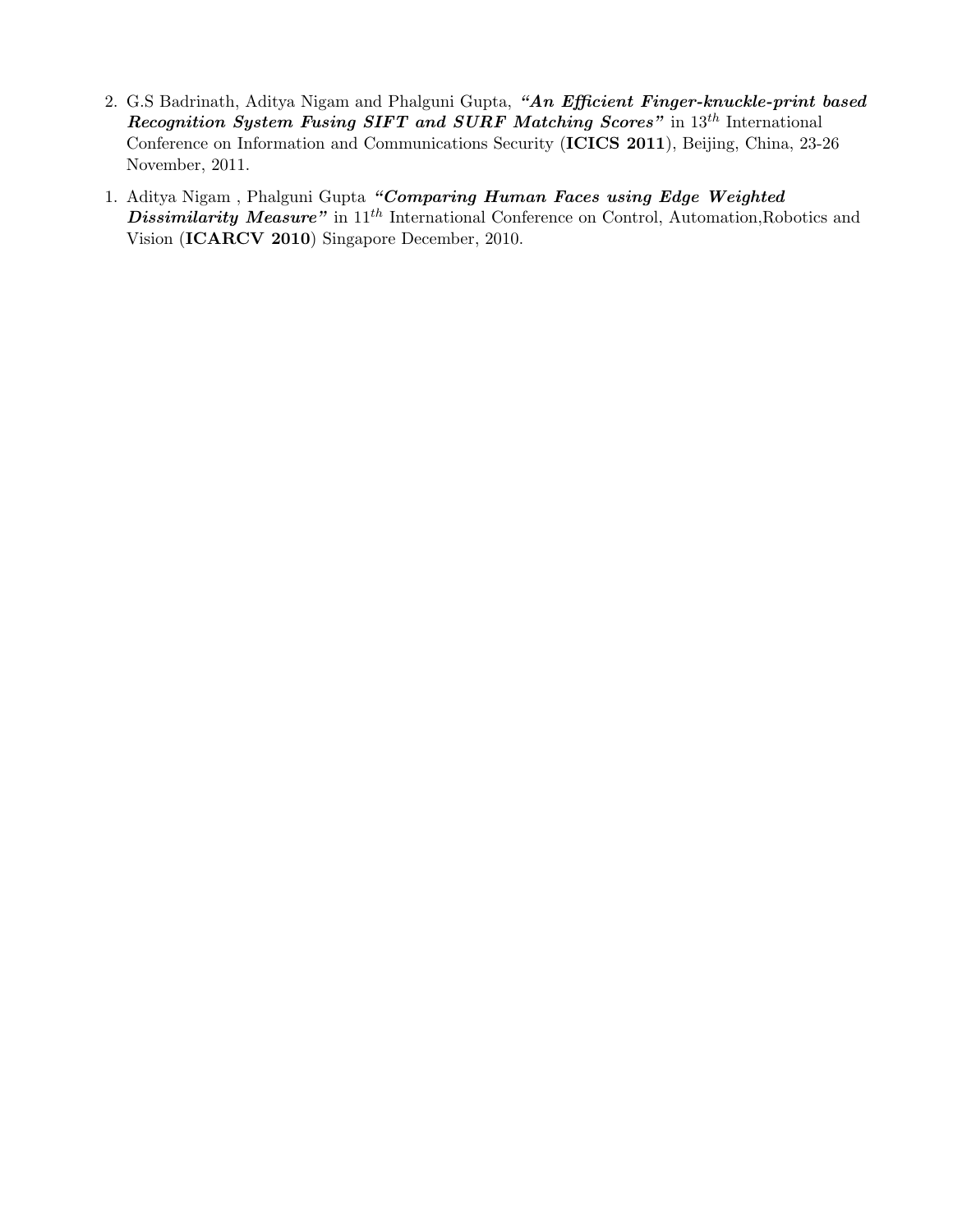2. G.S Badrinath, Aditya Nigam and Phalguni Gupta, ***"An Efficient Finger-knuckle-print based Recognition System Fusing SIFT and SURF Matching Scores"*** in $13^{th}$ International Conference on Information and Communications Security (**ICICS 2011**), Beijing, China, 23-26 November, 2011.

1. Aditya Nigam , Phalguni Gupta ***"Comparing Human Faces using Edge Weighted Dissimilarity Measure"*** in $11^{th}$ International Conference on Control, Automation,Robotics and Vision (**ICARCV 2010**) Singapore December, 2010.